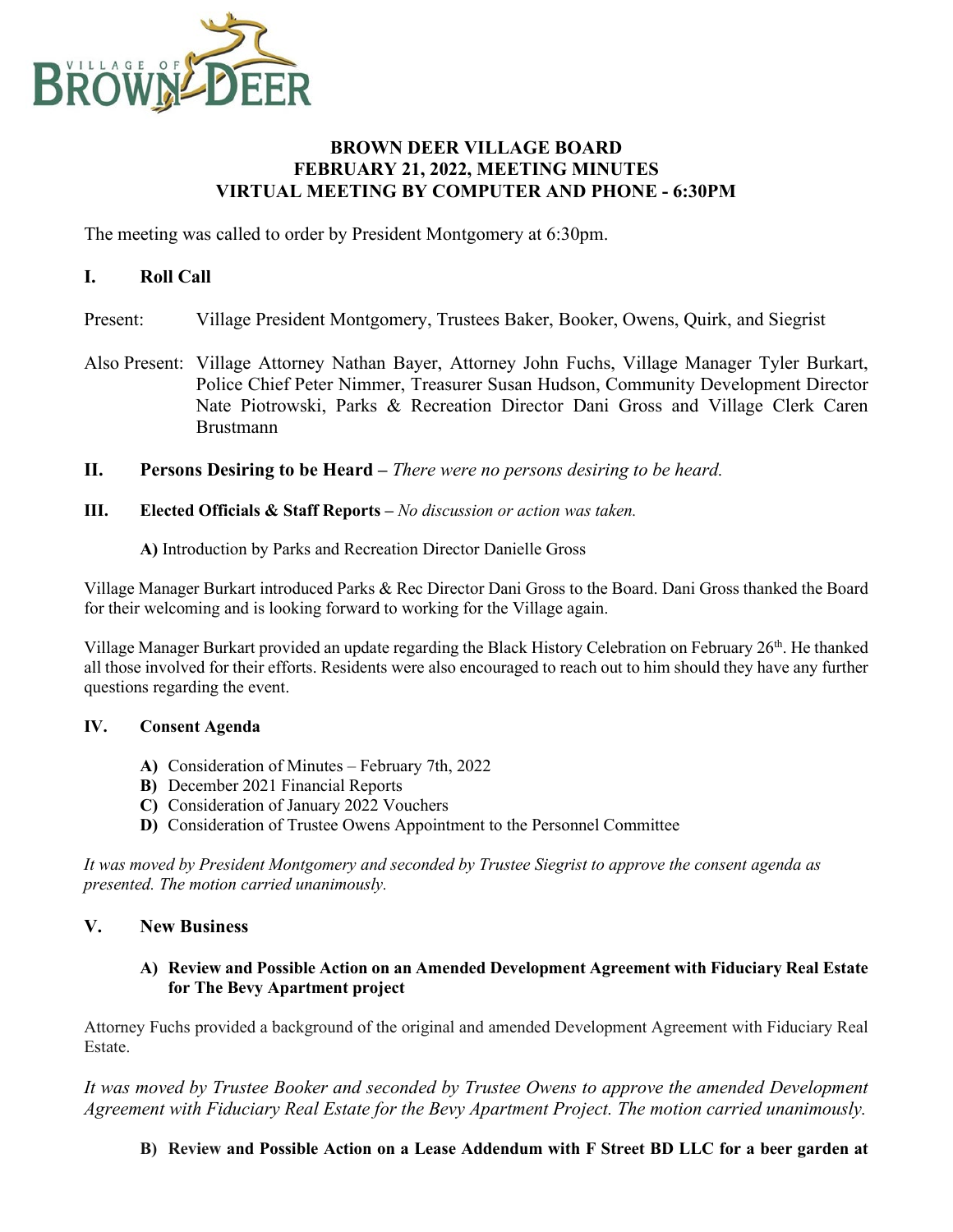# BROWN DEER VILLAGE BOARD
# FEBRUARY 21, 2022, MEETING MINUTES
# VIRTUAL MEETING BY COMPUTER AND PHONE - 6:30PM

The meeting was called to order by President Montgomery at 6:30pm.

## I. Roll Call

Present: Village President Montgomery, Trustees Baker, Booker, Owens, Quirk, and Siegrist

Also Present: Village Attorney Nathan Bayer, Attorney John Fuchs, Village Manager Tyler Burkart, Police Chief Peter Nimmer, Treasurer Susan Hudson, Community Development Director Nate Piotrowski, Parks & Recreation Director Dani Gross and Village Clerk Caren Brustmann

## II. Persons Desiring to be Heard – *There were no persons desiring to be heard.*

## III. Elected Officials & Staff Reports – *No discussion or action was taken.*

**A)** Introduction by Parks and Recreation Director Danielle Gross

Village Manager Burkart introduced Parks & Rec Director Dani Gross to the Board. Dani Gross thanked the Board for their welcoming and is looking forward to working for the Village again.

Village Manager Burkart provided an update regarding the Black History Celebration on February 26th. He thanked all those involved for their efforts. Residents were also encouraged to reach out to him should they have any further questions regarding the event.

## IV. Consent Agenda

- **A)** Consideration of Minutes – February 7th, 2022
- **B)** December 2021 Financial Reports
- **C)** Consideration of January 2022 Vouchers
- **D)** Consideration of Trustee Owens Appointment to the Personnel Committee

*It was moved by President Montgomery and seconded by Trustee Siegrist to approve the consent agenda as presented. The motion carried unanimously.*

## V. New Business

### A) Review and Possible Action on an Amended Development Agreement with Fiduciary Real Estate for The Bevy Apartment project

Attorney Fuchs provided a background of the original and amended Development Agreement with Fiduciary Real Estate.

*It was moved by Trustee Booker and seconded by Trustee Owens to approve the amended Development Agreement with Fiduciary Real Estate for the Bevy Apartment Project. The motion carried unanimously.*

### B) Review and Possible Action on a Lease Addendum with F Street BD LLC for a beer garden at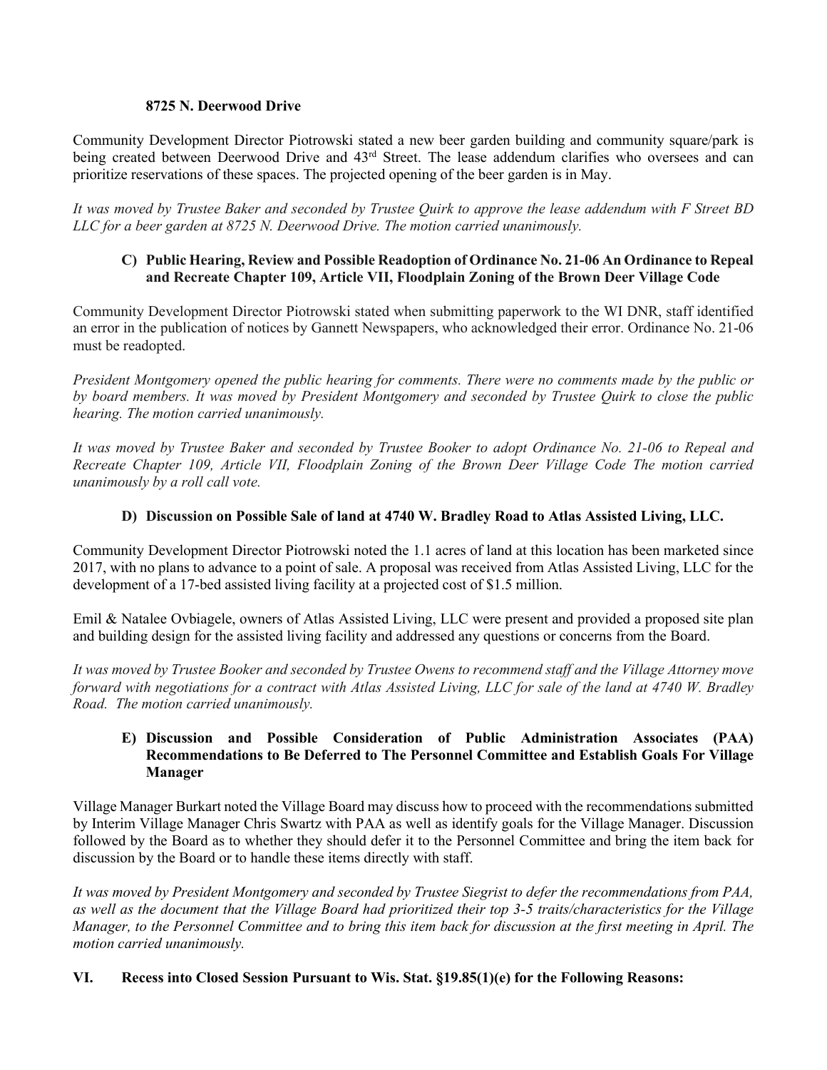**8725 N. Deerwood Drive**

Community Development Director Piotrowski stated a new beer garden building and community square/park is being created between Deerwood Drive and 43rd Street. The lease addendum clarifies who oversees and can prioritize reservations of these spaces. The projected opening of the beer garden is in May.

*It was moved by Trustee Baker and seconded by Trustee Quirk to approve the lease addendum with F Street BD LLC for a beer garden at 8725 N. Deerwood Drive. The motion carried unanimously.*

**C) Public Hearing, Review and Possible Readoption of Ordinance No. 21-06 An Ordinance to Repeal and Recreate Chapter 109, Article VII, Floodplain Zoning of the Brown Deer Village Code**

Community Development Director Piotrowski stated when submitting paperwork to the WI DNR, staff identified an error in the publication of notices by Gannett Newspapers, who acknowledged their error. Ordinance No. 21-06 must be readopted.

*President Montgomery opened the public hearing for comments. There were no comments made by the public or by board members. It was moved by President Montgomery and seconded by Trustee Quirk to close the public hearing. The motion carried unanimously.*

*It was moved by Trustee Baker and seconded by Trustee Booker to adopt Ordinance No. 21-06 to Repeal and Recreate Chapter 109, Article VII, Floodplain Zoning of the Brown Deer Village Code The motion carried unanimously by a roll call vote.*

**D) Discussion on Possible Sale of land at 4740 W. Bradley Road to Atlas Assisted Living, LLC.**

Community Development Director Piotrowski noted the 1.1 acres of land at this location has been marketed since 2017, with no plans to advance to a point of sale. A proposal was received from Atlas Assisted Living, LLC for the development of a 17-bed assisted living facility at a projected cost of $1.5 million.

Emil & Natalee Ovbiagele, owners of Atlas Assisted Living, LLC were present and provided a proposed site plan and building design for the assisted living facility and addressed any questions or concerns from the Board.

*It was moved by Trustee Booker and seconded by Trustee Owens to recommend staff and the Village Attorney move forward with negotiations for a contract with Atlas Assisted Living, LLC for sale of the land at 4740 W. Bradley Road. The motion carried unanimously.*

**E) Discussion and Possible Consideration of Public Administration Associates (PAA) Recommendations to Be Deferred to The Personnel Committee and Establish Goals For Village Manager**

Village Manager Burkart noted the Village Board may discuss how to proceed with the recommendations submitted by Interim Village Manager Chris Swartz with PAA as well as identify goals for the Village Manager. Discussion followed by the Board as to whether they should defer it to the Personnel Committee and bring the item back for discussion by the Board or to handle these items directly with staff.

*It was moved by President Montgomery and seconded by Trustee Siegrist to defer the recommendations from PAA, as well as the document that the Village Board had prioritized their top 3-5 traits/characteristics for the Village Manager, to the Personnel Committee and to bring this item back for discussion at the first meeting in April. The motion carried unanimously.*

**VI. Recess into Closed Session Pursuant to Wis. Stat. §19.85(1)(e) for the Following Reasons:**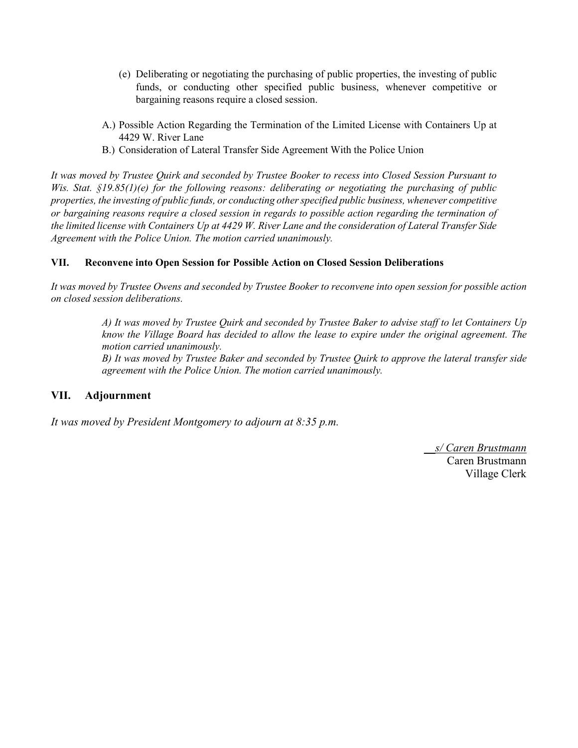(e) Deliberating or negotiating the purchasing of public properties, the investing of public funds, or conducting other specified public business, whenever competitive or bargaining reasons require a closed session.

A.) Possible Action Regarding the Termination of the Limited License with Containers Up at 4429 W. River Lane

B.) Consideration of Lateral Transfer Side Agreement With the Police Union

*It was moved by Trustee Quirk and seconded by Trustee Booker to recess into Closed Session Pursuant to Wis. Stat. §19.85(1)(e) for the following reasons: deliberating or negotiating the purchasing of public properties, the investing of public funds, or conducting other specified public business, whenever competitive or bargaining reasons require a closed session in regards to possible action regarding the termination of the limited license with Containers Up at 4429 W. River Lane and the consideration of Lateral Transfer Side Agreement with the Police Union. The motion carried unanimously.*

### VII. Reconvene into Open Session for Possible Action on Closed Session Deliberations

*It was moved by Trustee Owens and seconded by Trustee Booker to reconvene into open session for possible action on closed session deliberations.*

> *A) It was moved by Trustee Quirk and seconded by Trustee Baker to advise staff to let Containers Up know the Village Board has decided to allow the lease to expire under the original agreement. The motion carried unanimously.*
>
> *B) It was moved by Trustee Baker and seconded by Trustee Quirk to approve the lateral transfer side agreement with the Police Union. The motion carried unanimously.*

## VII. Adjournment

*It was moved by President Montgomery to adjourn at 8:35 p.m.*

*s/ Caren Brustmann*
Caren Brustmann
Village Clerk